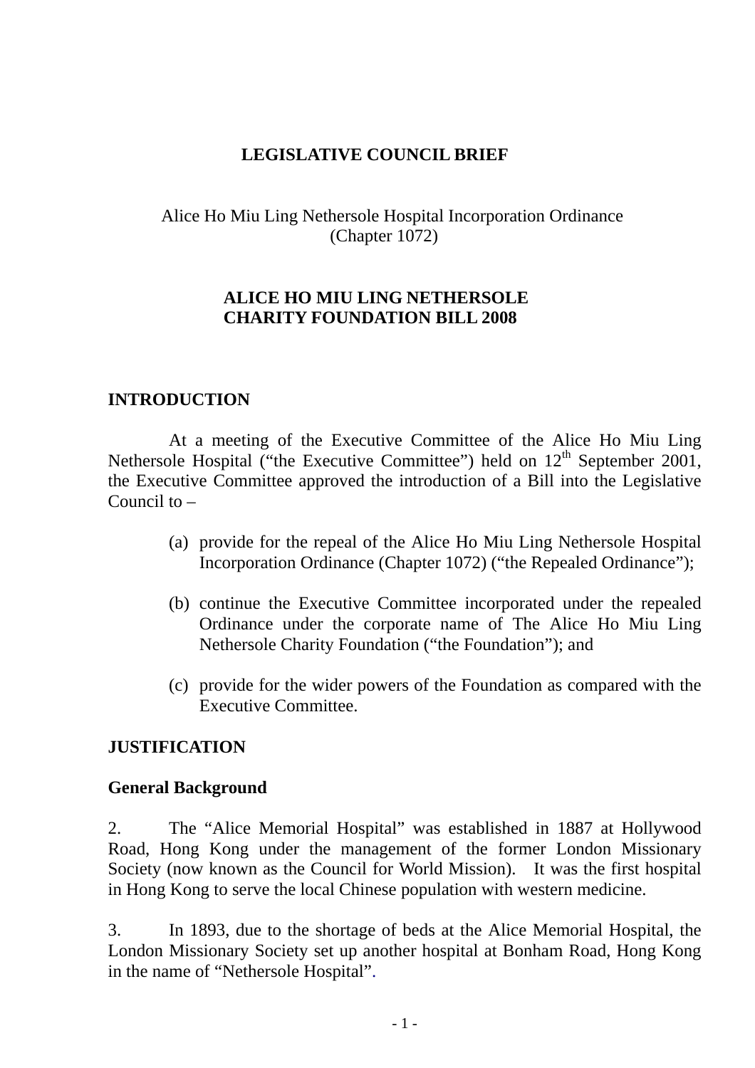# LEGISLATIVE COUNCIL BRIEF

Alice Ho Miu Ling Nethersole Hospital Incorporation Ordinance
(Chapter 1072)

## ALICE HO MIU LING NETHERSOLE CHARITY FOUNDATION BILL 2008

## INTRODUCTION

At a meeting of the Executive Committee of the Alice Ho Miu Ling Nethersole Hospital ("the Executive Committee") held on 12th September 2001, the Executive Committee approved the introduction of a Bill into the Legislative Council to –

(a) provide for the repeal of the Alice Ho Miu Ling Nethersole Hospital Incorporation Ordinance (Chapter 1072) ("the Repealed Ordinance");

(b) continue the Executive Committee incorporated under the repealed Ordinance under the corporate name of The Alice Ho Miu Ling Nethersole Charity Foundation ("the Foundation"); and

(c) provide for the wider powers of the Foundation as compared with the Executive Committee.

## JUSTIFICATION

### General Background

2. The "Alice Memorial Hospital" was established in 1887 at Hollywood Road, Hong Kong under the management of the former London Missionary Society (now known as the Council for World Mission). It was the first hospital in Hong Kong to serve the local Chinese population with western medicine.

3. In 1893, due to the shortage of beds at the Alice Memorial Hospital, the London Missionary Society set up another hospital at Bonham Road, Hong Kong in the name of "Nethersole Hospital".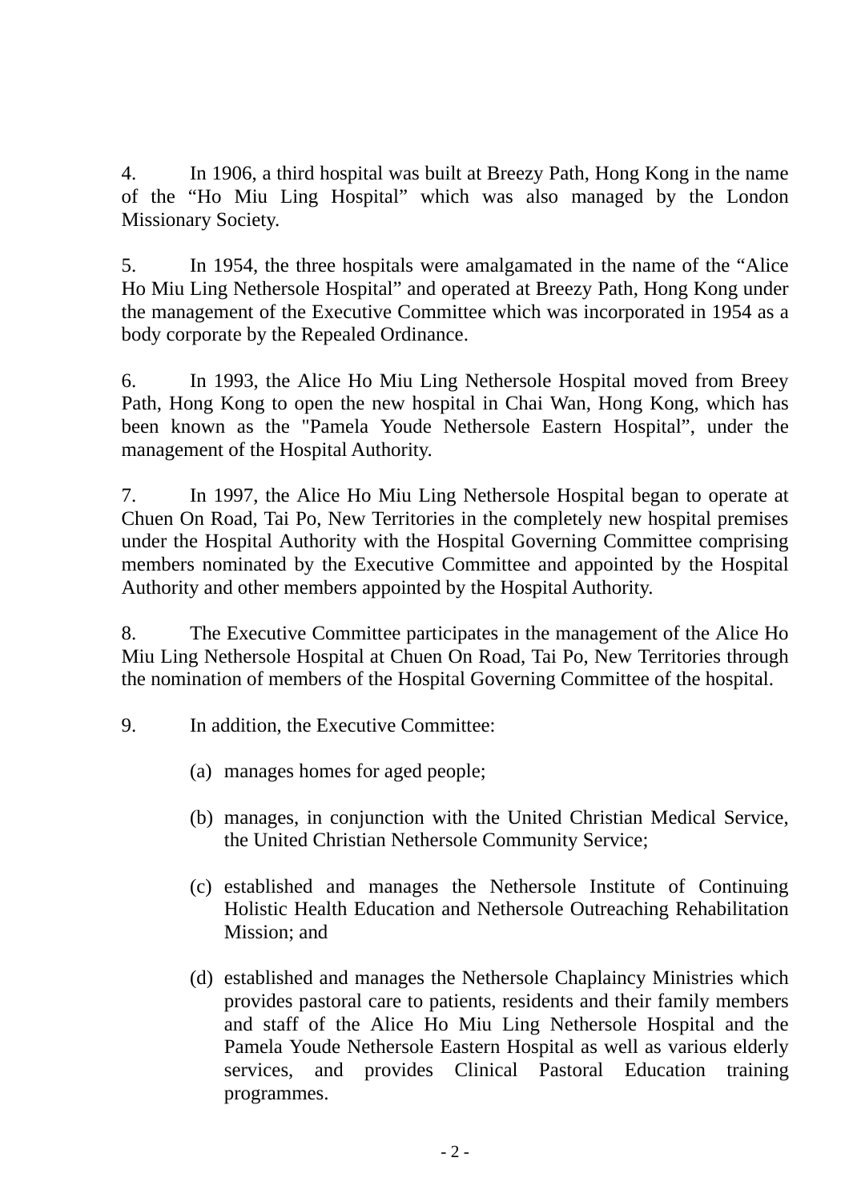4. In 1906, a third hospital was built at Breezy Path, Hong Kong in the name of the “Ho Miu Ling Hospital” which was also managed by the London Missionary Society.

5. In 1954, the three hospitals were amalgamated in the name of the “Alice Ho Miu Ling Nethersole Hospital” and operated at Breezy Path, Hong Kong under the management of the Executive Committee which was incorporated in 1954 as a body corporate by the Repealed Ordinance.

6. In 1993, the Alice Ho Miu Ling Nethersole Hospital moved from Breey Path, Hong Kong to open the new hospital in Chai Wan, Hong Kong, which has been known as the "Pamela Youde Nethersole Eastern Hospital”, under the management of the Hospital Authority.

7. In 1997, the Alice Ho Miu Ling Nethersole Hospital began to operate at Chuen On Road, Tai Po, New Territories in the completely new hospital premises under the Hospital Authority with the Hospital Governing Committee comprising members nominated by the Executive Committee and appointed by the Hospital Authority and other members appointed by the Hospital Authority.

8. The Executive Committee participates in the management of the Alice Ho Miu Ling Nethersole Hospital at Chuen On Road, Tai Po, New Territories through the nomination of members of the Hospital Governing Committee of the hospital.

9. In addition, the Executive Committee:

(a) manages homes for aged people;

(b) manages, in conjunction with the United Christian Medical Service, the United Christian Nethersole Community Service;

(c) established and manages the Nethersole Institute of Continuing Holistic Health Education and Nethersole Outreaching Rehabilitation Mission; and

(d) established and manages the Nethersole Chaplaincy Ministries which provides pastoral care to patients, residents and their family members and staff of the Alice Ho Miu Ling Nethersole Hospital and the Pamela Youde Nethersole Eastern Hospital as well as various elderly services, and provides Clinical Pastoral Education training programmes.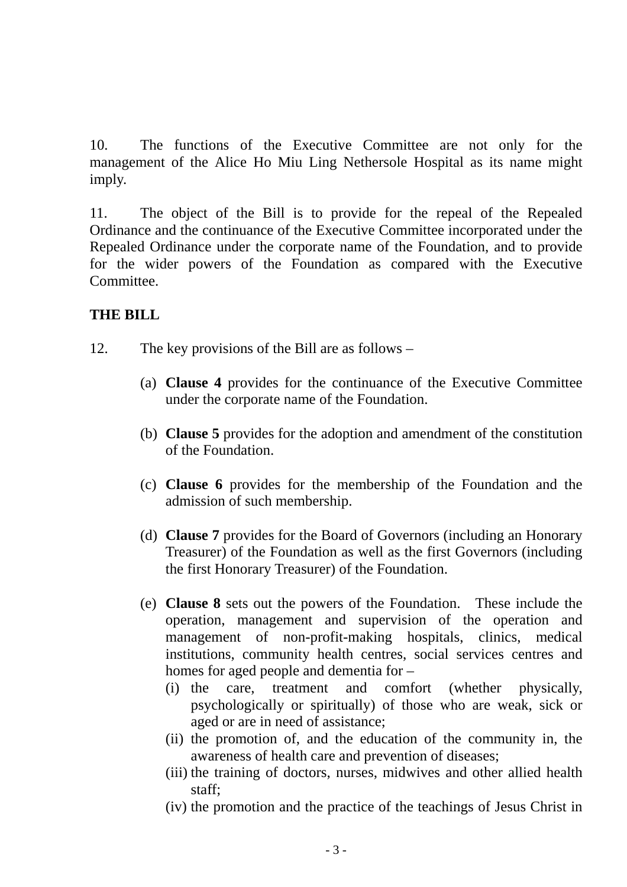10. The functions of the Executive Committee are not only for the management of the Alice Ho Miu Ling Nethersole Hospital as its name might imply.

11. The object of the Bill is to provide for the repeal of the Repealed Ordinance and the continuance of the Executive Committee incorporated under the Repealed Ordinance under the corporate name of the Foundation, and to provide for the wider powers of the Foundation as compared with the Executive Committee.

**THE BILL**

12. The key provisions of the Bill are as follows –

(a) **Clause 4** provides for the continuance of the Executive Committee under the corporate name of the Foundation.

(b) **Clause 5** provides for the adoption and amendment of the constitution of the Foundation.

(c) **Clause 6** provides for the membership of the Foundation and the admission of such membership.

(d) **Clause 7** provides for the Board of Governors (including an Honorary Treasurer) of the Foundation as well as the first Governors (including the first Honorary Treasurer) of the Foundation.

(e) **Clause 8** sets out the powers of the Foundation. These include the operation, management and supervision of the operation and management of non-profit-making hospitals, clinics, medical institutions, community health centres, social services centres and homes for aged people and dementia for –
   - (i) the care, treatment and comfort (whether physically, psychologically or spiritually) of those who are weak, sick or aged or are in need of assistance;
   - (ii) the promotion of, and the education of the community in, the awareness of health care and prevention of diseases;
   - (iii) the training of doctors, nurses, midwives and other allied health staff;
   - (iv) the promotion and the practice of the teachings of Jesus Christ in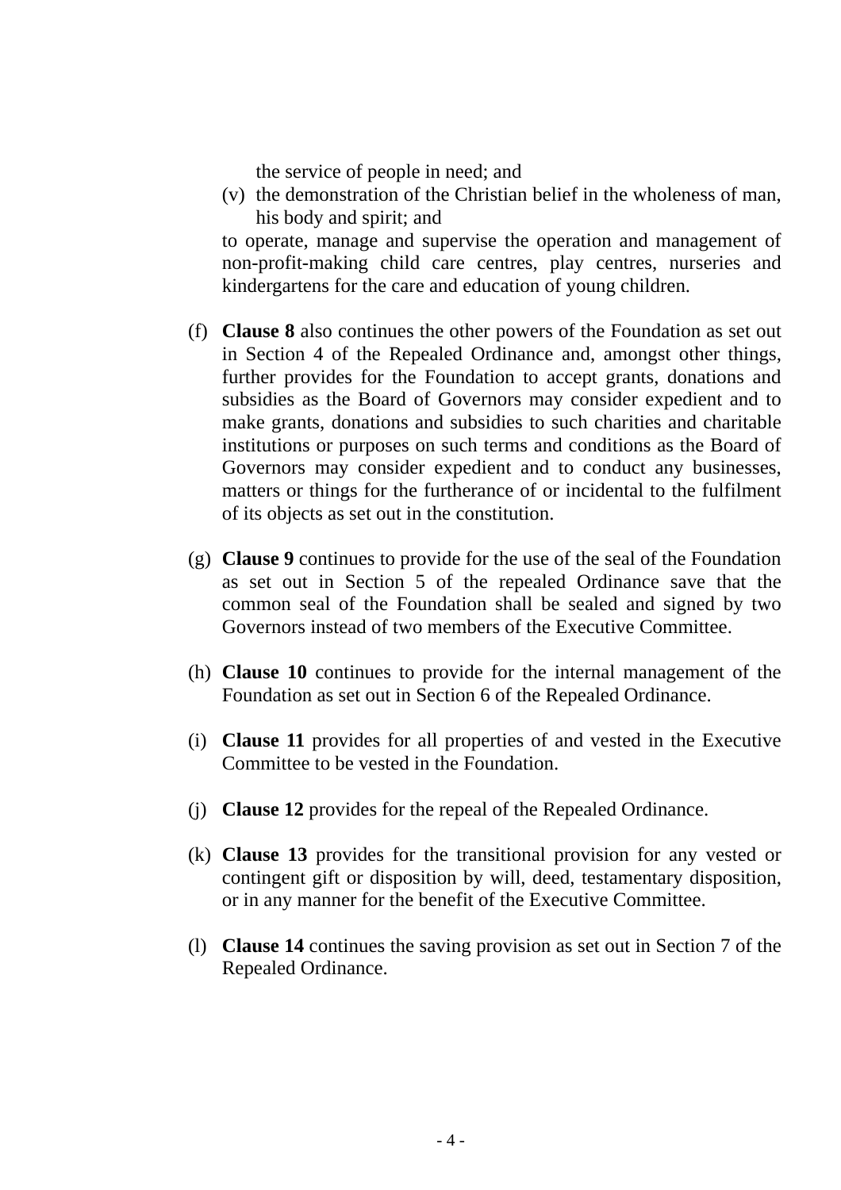the service of people in need; and

(v) the demonstration of the Christian belief in the wholeness of man, his body and spirit; and

to operate, manage and supervise the operation and management of non-profit-making child care centres, play centres, nurseries and kindergartens for the care and education of young children.

(f) **Clause 8** also continues the other powers of the Foundation as set out in Section 4 of the Repealed Ordinance and, amongst other things, further provides for the Foundation to accept grants, donations and subsidies as the Board of Governors may consider expedient and to make grants, donations and subsidies to such charities and charitable institutions or purposes on such terms and conditions as the Board of Governors may consider expedient and to conduct any businesses, matters or things for the furtherance of or incidental to the fulfilment of its objects as set out in the constitution.

(g) **Clause 9** continues to provide for the use of the seal of the Foundation as set out in Section 5 of the repealed Ordinance save that the common seal of the Foundation shall be sealed and signed by two Governors instead of two members of the Executive Committee.

(h) **Clause 10** continues to provide for the internal management of the Foundation as set out in Section 6 of the Repealed Ordinance.

(i) **Clause 11** provides for all properties of and vested in the Executive Committee to be vested in the Foundation.

(j) **Clause 12** provides for the repeal of the Repealed Ordinance.

(k) **Clause 13** provides for the transitional provision for any vested or contingent gift or disposition by will, deed, testamentary disposition, or in any manner for the benefit of the Executive Committee.

(l) **Clause 14** continues the saving provision as set out in Section 7 of the Repealed Ordinance.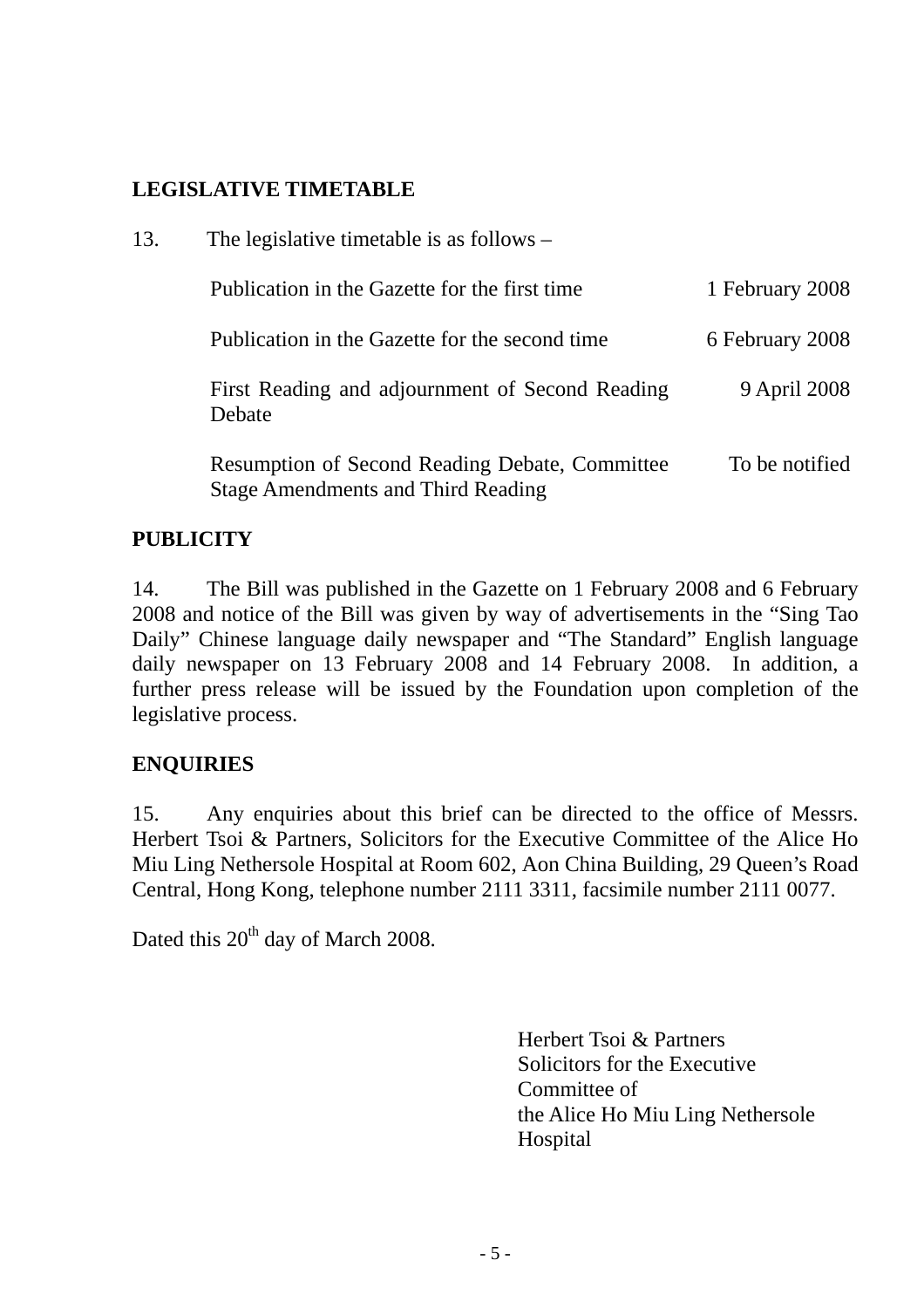**LEGISLATIVE TIMETABLE**

13. The legislative timetable is as follows –

| | |
|---|---|
| Publication in the Gazette for the first time | 1 February 2008 |
| Publication in the Gazette for the second time | 6 February 2008 |
| First Reading and adjournment of Second Reading Debate | 9 April 2008 |
| Resumption of Second Reading Debate, Committee Stage Amendments and Third Reading | To be notified |

**PUBLICITY**

14. The Bill was published in the Gazette on 1 February 2008 and 6 February 2008 and notice of the Bill was given by way of advertisements in the "Sing Tao Daily" Chinese language daily newspaper and "The Standard" English language daily newspaper on 13 February 2008 and 14 February 2008. In addition, a further press release will be issued by the Foundation upon completion of the legislative process.

**ENQUIRIES**

15. Any enquiries about this brief can be directed to the office of Messrs. Herbert Tsoi & Partners, Solicitors for the Executive Committee of the Alice Ho Miu Ling Nethersole Hospital at Room 602, Aon China Building, 29 Queen's Road Central, Hong Kong, telephone number 2111 3311, facsimile number 2111 0077.

Dated this 20th day of March 2008.

Herbert Tsoi & Partners
Solicitors for the Executive Committee of
the Alice Ho Miu Ling Nethersole Hospital